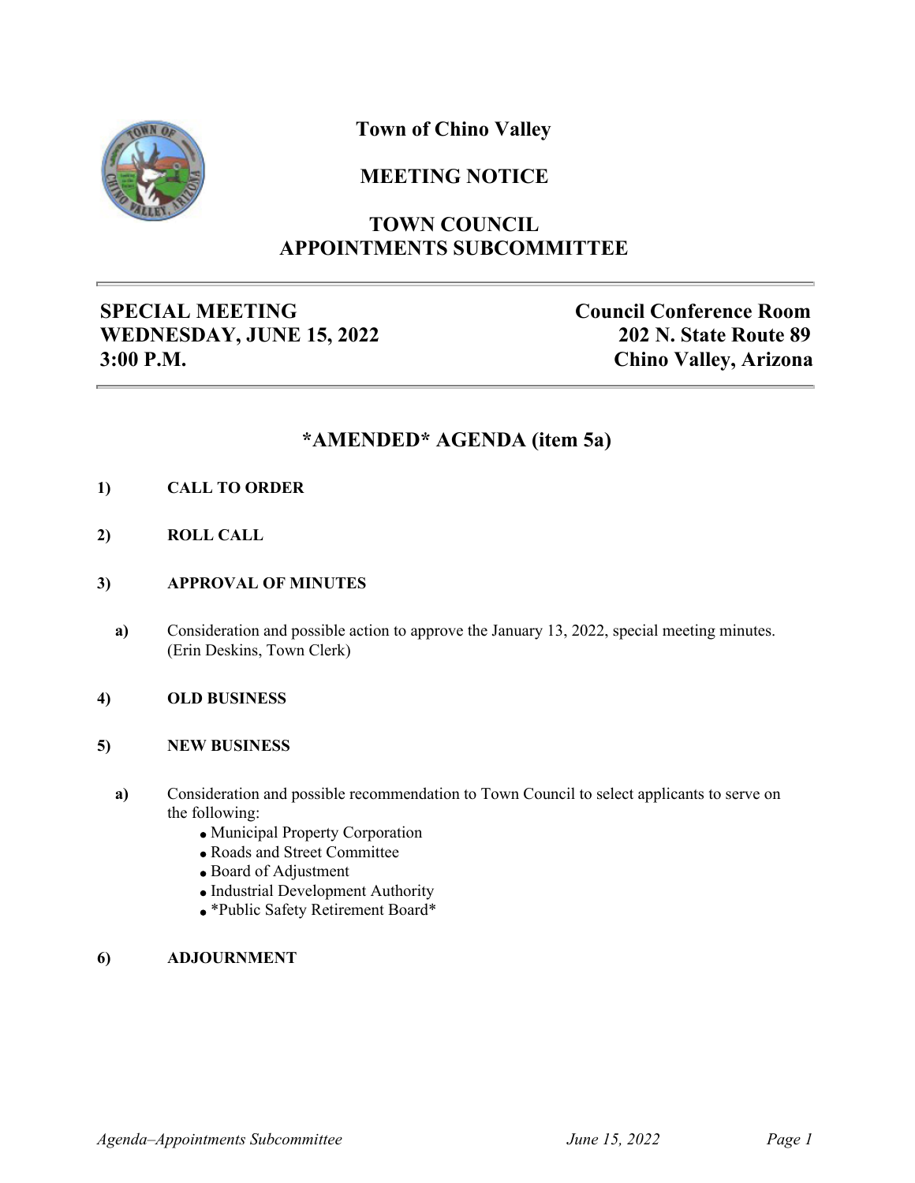# Town of Chino Valley

## MEETING NOTICE

## TOWN COUNCIL APPOINTMENTS SUBCOMMITTEE

**SPECIAL MEETING**
**WEDNESDAY, JUNE 15, 2022**
**3:00 P.M.**

**Council Conference Room**
**202 N. State Route 89**
**Chino Valley, Arizona**

## *AMENDED* AGENDA (item 5a)

**1) CALL TO ORDER**

**2) ROLL CALL**

**3) APPROVAL OF MINUTES**

**a)** Consideration and possible action to approve the January 13, 2022, special meeting minutes. (Erin Deskins, Town Clerk)

**4) OLD BUSINESS**

**5) NEW BUSINESS**

**a)** Consideration and possible recommendation to Town Council to select applicants to serve on the following:

- Municipal Property Corporation
- Roads and Street Committee
- Board of Adjustment
- Industrial Development Authority
- *Public Safety Retirement Board*

**6) ADJOURNMENT**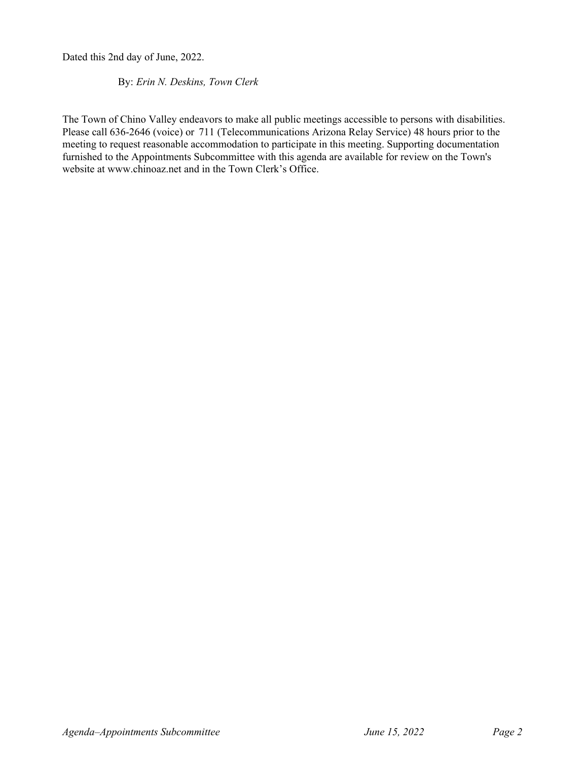Dated this 2nd day of June, 2022.

By: *Erin N. Deskins, Town Clerk*

The Town of Chino Valley endeavors to make all public meetings accessible to persons with disabilities. Please call 636-2646 (voice) or 711 (Telecommunications Arizona Relay Service) 48 hours prior to the meeting to request reasonable accommodation to participate in this meeting. Supporting documentation furnished to the Appointments Subcommittee with this agenda are available for review on the Town's website at www.chinoaz.net and in the Town Clerk's Office.